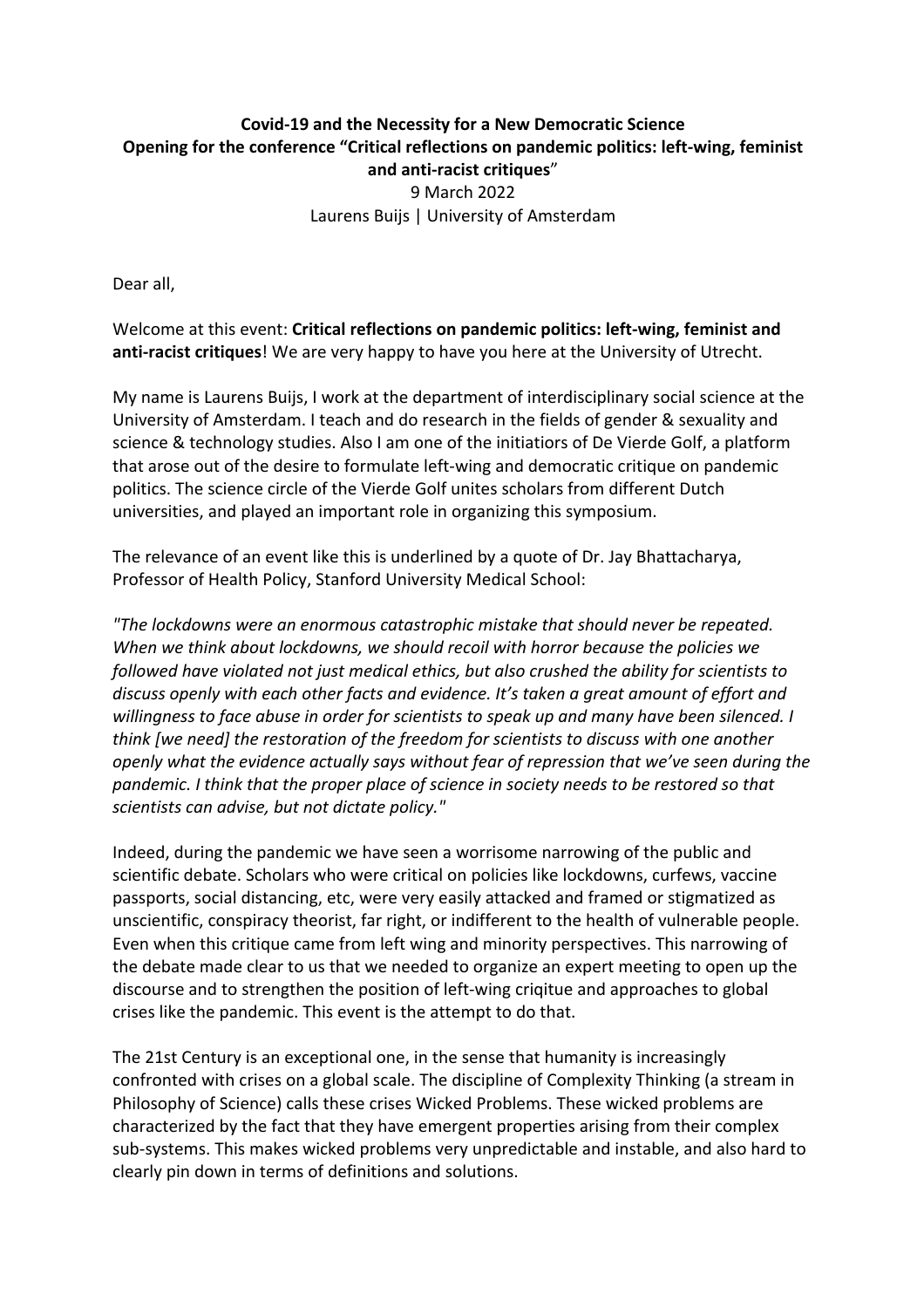**Covid-19 and the Necessity for a New Democratic Science**
**Opening for the conference "Critical reflections on pandemic politics: left-wing, feminist and anti-racist critiques"**
9 March 2022
Laurens Buijs | University of Amsterdam

Dear all,

Welcome at this event: **Critical reflections on pandemic politics: left-wing, feminist and anti-racist critiques**! We are very happy to have you here at the University of Utrecht.

My name is Laurens Buijs, I work at the department of interdisciplinary social science at the University of Amsterdam. I teach and do research in the fields of gender & sexuality and science & technology studies. Also I am one of the initiatiors of De Vierde Golf, a platform that arose out of the desire to formulate left-wing and democratic critique on pandemic politics. The science circle of the Vierde Golf unites scholars from different Dutch universities, and played an important role in organizing this symposium.

The relevance of an event like this is underlined by a quote of Dr. Jay Bhattacharya, Professor of Health Policy, Stanford University Medical School:

*"The lockdowns were an enormous catastrophic mistake that should never be repeated. When we think about lockdowns, we should recoil with horror because the policies we followed have violated not just medical ethics, but also crushed the ability for scientists to discuss openly with each other facts and evidence. It's taken a great amount of effort and willingness to face abuse in order for scientists to speak up and many have been silenced. I think [we need] the restoration of the freedom for scientists to discuss with one another openly what the evidence actually says without fear of repression that we've seen during the pandemic. I think that the proper place of science in society needs to be restored so that scientists can advise, but not dictate policy."*

Indeed, during the pandemic we have seen a worrisome narrowing of the public and scientific debate. Scholars who were critical on policies like lockdowns, curfews, vaccine passports, social distancing, etc, were very easily attacked and framed or stigmatized as unscientific, conspiracy theorist, far right, or indifferent to the health of vulnerable people. Even when this critique came from left wing and minority perspectives. This narrowing of the debate made clear to us that we needed to organize an expert meeting to open up the discourse and to strengthen the position of left-wing criqitue and approaches to global crises like the pandemic. This event is the attempt to do that.

The 21st Century is an exceptional one, in the sense that humanity is increasingly confronted with crises on a global scale. The discipline of Complexity Thinking (a stream in Philosophy of Science) calls these crises Wicked Problems. These wicked problems are characterized by the fact that they have emergent properties arising from their complex sub-systems. This makes wicked problems very unpredictable and instable, and also hard to clearly pin down in terms of definitions and solutions.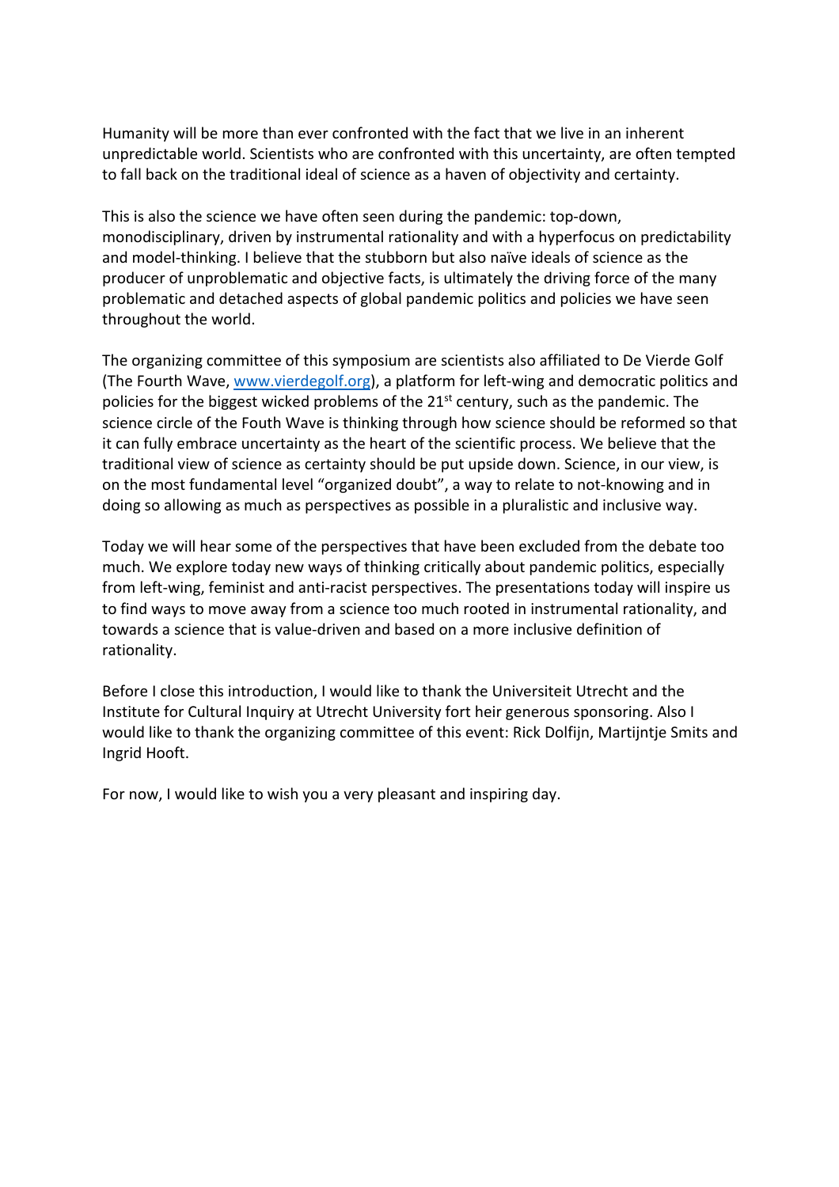Humanity will be more than ever confronted with the fact that we live in an inherent unpredictable world. Scientists who are confronted with this uncertainty, are often tempted to fall back on the traditional ideal of science as a haven of objectivity and certainty.

This is also the science we have often seen during the pandemic: top-down, monodisciplinary, driven by instrumental rationality and with a hyperfocus on predictability and model-thinking. I believe that the stubborn but also naïve ideals of science as the producer of unproblematic and objective facts, is ultimately the driving force of the many problematic and detached aspects of global pandemic politics and policies we have seen throughout the world.

The organizing committee of this symposium are scientists also affiliated to De Vierde Golf (The Fourth Wave, [www.vierdegolf.org](http://www.vierdegolf.org)), a platform for left-wing and democratic politics and policies for the biggest wicked problems of the 21st century, such as the pandemic. The science circle of the Fouth Wave is thinking through how science should be reformed so that it can fully embrace uncertainty as the heart of the scientific process. We believe that the traditional view of science as certainty should be put upside down. Science, in our view, is on the most fundamental level "organized doubt", a way to relate to not-knowing and in doing so allowing as much as perspectives as possible in a pluralistic and inclusive way.

Today we will hear some of the perspectives that have been excluded from the debate too much. We explore today new ways of thinking critically about pandemic politics, especially from left-wing, feminist and anti-racist perspectives. The presentations today will inspire us to find ways to move away from a science too much rooted in instrumental rationality, and towards a science that is value-driven and based on a more inclusive definition of rationality.

Before I close this introduction, I would like to thank the Universiteit Utrecht and the Institute for Cultural Inquiry at Utrecht University fort heir generous sponsoring. Also I would like to thank the organizing committee of this event: Rick Dolfijn, Martijntje Smits and Ingrid Hooft.

For now, I would like to wish you a very pleasant and inspiring day.